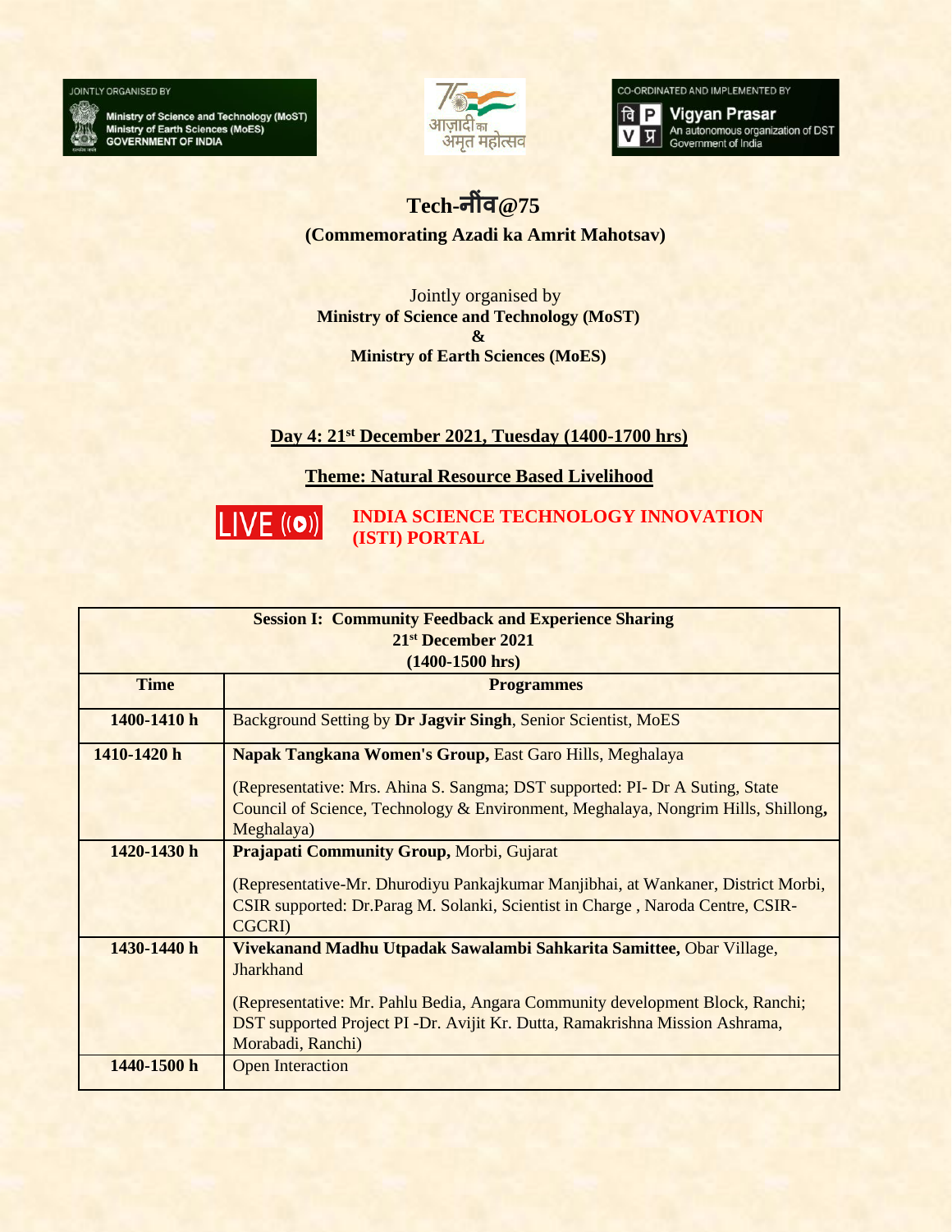JOINTLY ORGANISED BY

Ministry of Science and Technology (MoST)
Ministry of Earth Sciences (MoES)
GOVERNMENT OF INDIA

आज़ादी का अमृत महोत्सव

CO-ORDINATED AND IMPLEMENTED BY

Vigyan Prasar
An autonomous organization of DST
Government of India

# Tech-नींव@75

**(Commemorating Azadi ka Amrit Mahotsav)**

Jointly organised by
**Ministry of Science and Technology (MoST)**
**&**
**Ministry of Earth Sciences (MoES)**

## Day 4: 21st December 2021, Tuesday (1400-1700 hrs)

## Theme: Natural Resource Based Livelihood

LIVE **INDIA SCIENCE TECHNOLOGY INNOVATION (ISTI) PORTAL**

| Session I: Community Feedback and Experience Sharing<br>21st December 2021<br>(1400-1500 hrs) | |
|---|---|
| **Time** | **Programmes** |
| **1400-1410 h** | Background Setting by **Dr Jagvir Singh**, Senior Scientist, MoES |
| **1410-1420 h** | **Napak Tangkana Women's Group,** East Garo Hills, Meghalaya<br>(Representative: Mrs. Ahina S. Sangma; DST supported: PI- Dr A Suting, State Council of Science, Technology & Environment, Meghalaya, Nongrim Hills, Shillong, Meghalaya) |
| **1420-1430 h** | **Prajapati Community Group,** Morbi, Gujarat<br>(Representative-Mr. Dhurodiyu Pankajkumar Manjibhai, at Wankaner, District Morbi, CSIR supported: Dr.Parag M. Solanki, Scientist in Charge , Naroda Centre, CSIR-CGCRI) |
| **1430-1440 h** | **Vivekanand Madhu Utpadak Sawalambi Sahkarita Samittee,** Obar Village, Jharkhand<br>(Representative: Mr. Pahlu Bedia, Angara Community development Block, Ranchi; DST supported Project PI -Dr. Avijit Kr. Dutta, Ramakrishna Mission Ashrama, Morabadi, Ranchi) |
| **1440-1500 h** | Open Interaction |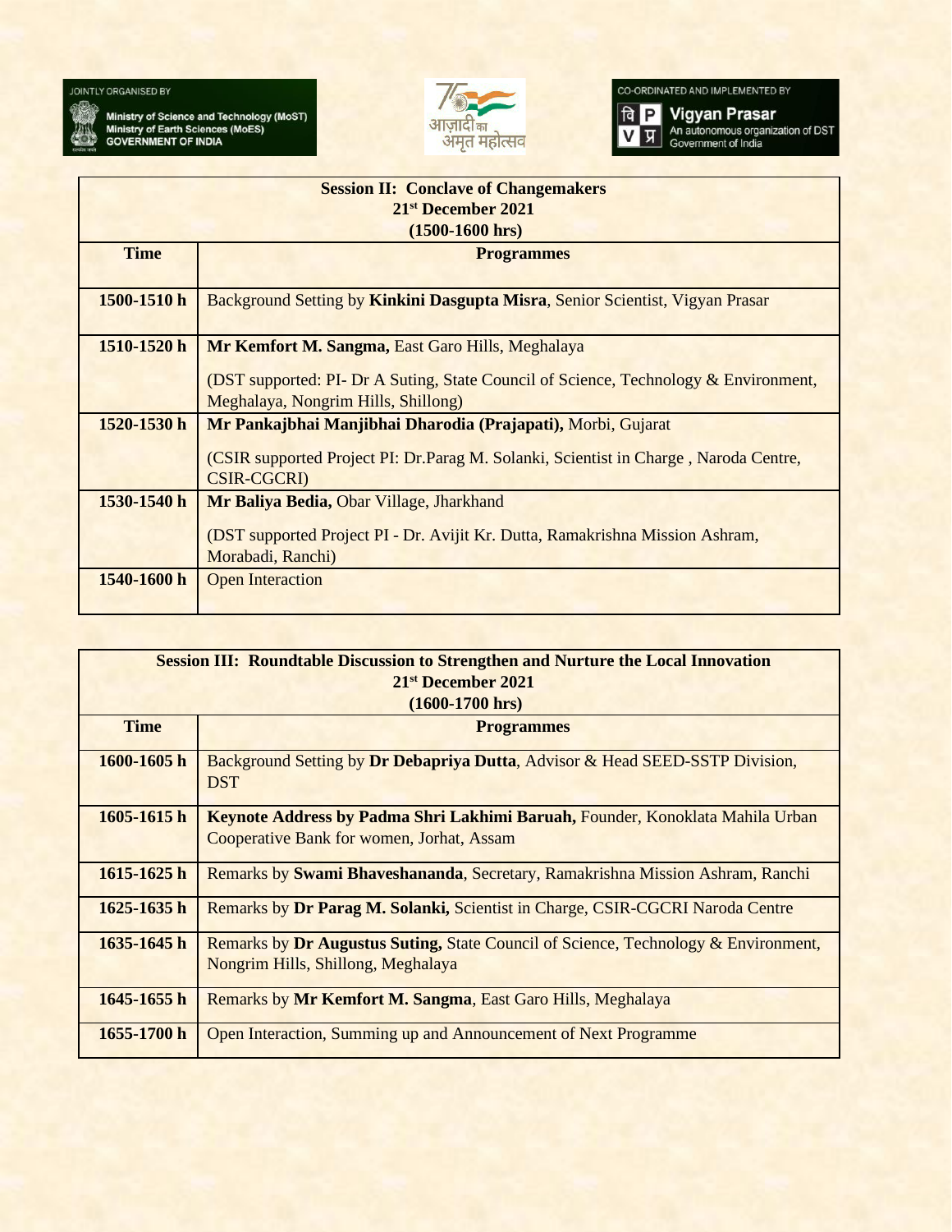JOINTLY ORGANISED BY

Ministry of Science and Technology (MoST)
Ministry of Earth Sciences (MoES)
GOVERNMENT OF INDIA

आज़ादी का अमृत महोत्सव

CO-ORDINATED AND IMPLEMENTED BY

Vigyan Prasar
An autonomous organization of DST
Government of India

| **Session II: Conclave of Changemakers**<br>**21st December 2021**<br>**(1500-1600 hrs)** | |
|---|---|
| **Time** | **Programmes** |
| **1500-1510 h** | Background Setting by **Kinkini Dasgupta Misra**, Senior Scientist, Vigyan Prasar |
| **1510-1520 h** | **Mr Kemfort M. Sangma,** East Garo Hills, Meghalaya<br><br>(DST supported: PI- Dr A Suting, State Council of Science, Technology & Environment, Meghalaya, Nongrim Hills, Shillong) |
| **1520-1530 h** | **Mr Pankajbhai Manjibhai Dharodia (Prajapati),** Morbi, Gujarat<br><br>(CSIR supported Project PI: Dr.Parag M. Solanki, Scientist in Charge , Naroda Centre, CSIR-CGCRI) |
| **1530-1540 h** | **Mr Baliya Bedia,** Obar Village, Jharkhand<br><br>(DST supported Project PI - Dr. Avijit Kr. Dutta, Ramakrishna Mission Ashram, Morabadi, Ranchi) |
| **1540-1600 h** | Open Interaction |

| **Session III: Roundtable Discussion to Strengthen and Nurture the Local Innovation**<br>**21st December 2021**<br>**(1600-1700 hrs)** | |
|---|---|
| **Time** | **Programmes** |
| **1600-1605 h** | Background Setting by **Dr Debapriya Dutta**, Advisor & Head SEED-SSTP Division, DST |
| **1605-1615 h** | **Keynote Address by Padma Shri Lakhimi Baruah,** Founder, Konoklata Mahila Urban Cooperative Bank for women, Jorhat, Assam |
| **1615-1625 h** | Remarks by **Swami Bhaveshananda**, Secretary, Ramakrishna Mission Ashram, Ranchi |
| **1625-1635 h** | Remarks by **Dr Parag M. Solanki,** Scientist in Charge, CSIR-CGCRI Naroda Centre |
| **1635-1645 h** | Remarks by **Dr Augustus Suting,** State Council of Science, Technology & Environment, Nongrim Hills, Shillong, Meghalaya |
| **1645-1655 h** | Remarks by **Mr Kemfort M. Sangma**, East Garo Hills, Meghalaya |
| **1655-1700 h** | Open Interaction, Summing up and Announcement of Next Programme |